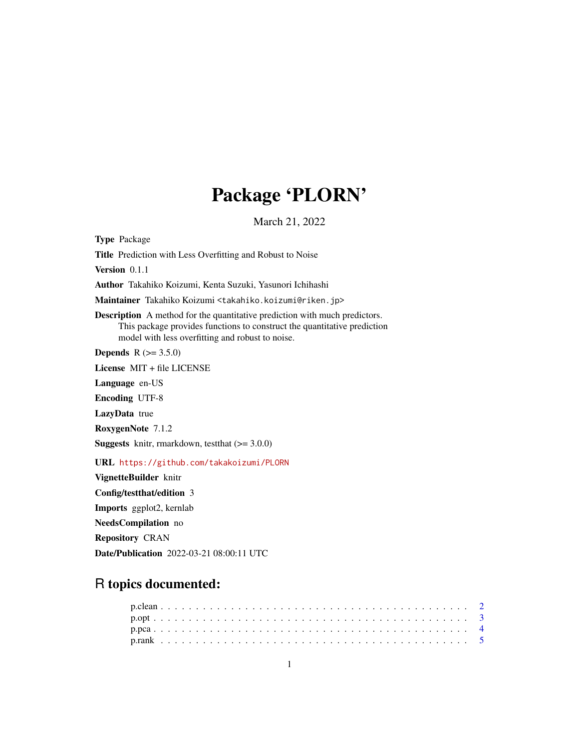# Package 'PLORN'

March 21, 2022

**Type** Package

**Title** Prediction with Less Overfitting and Robust to Noise

**Version** 0.1.1

**Author** Takahiko Koizumi, Kenta Suzuki, Yasunori Ichihashi

**Maintainer** Takahiko Koizumi <takahiko.koizumi@riken.jp>

**Description** A method for the quantitative prediction with much predictors. This package provides functions to construct the quantitative prediction model with less overfitting and robust to noise.

**Depends** R (>= 3.5.0)

**License** MIT + file LICENSE

**Language** en-US

**Encoding** UTF-8

**LazyData** true

**RoxygenNote** 7.1.2

**Suggests** knitr, rmarkdown, testthat (>= 3.0.0)

**URL** https://github.com/takakoizumi/PLORN

**VignetteBuilder** knitr

**Config/testthat/edition** 3

**Imports** ggplot2, kernlab

**NeedsCompilation** no

**Repository** CRAN

**Date/Publication** 2022-03-21 08:00:11 UTC

## R topics documented:

- p.clean . . . . . . . . . . . . . . . . . . . . . . . . . . . . . . . . . . . . . . . . . 2
- p.opt . . . . . . . . . . . . . . . . . . . . . . . . . . . . . . . . . . . . . . . . . . 3
- p.pca . . . . . . . . . . . . . . . . . . . . . . . . . . . . . . . . . . . . . . . . . . 4
- p.rank . . . . . . . . . . . . . . . . . . . . . . . . . . . . . . . . . . . . . . . . . 5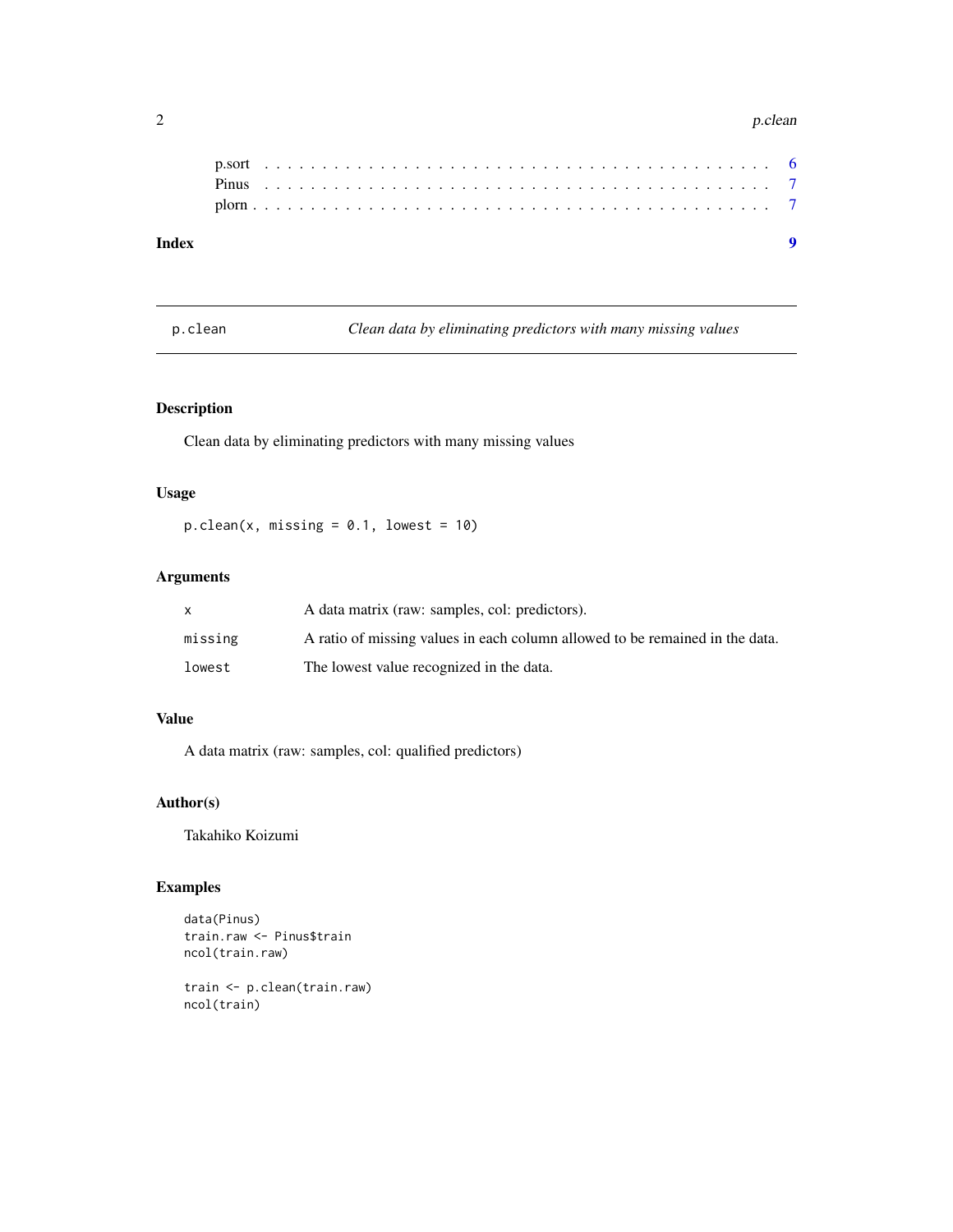p.sort . . . . . . . . . . . . . . . . . . . . . . . . . . . . . . . . . . . . . . . . 6
Pinus . . . . . . . . . . . . . . . . . . . . . . . . . . . . . . . . . . . . . . . . 7
plorn . . . . . . . . . . . . . . . . . . . . . . . . . . . . . . . . . . . . . . . . 7

**Index** **9**

---

`p.clean` *Clean data by eliminating predictors with many missing values*

---

### Description

Clean data by eliminating predictors with many missing values

### Usage

```
p.clean(x, missing = 0.1, lowest = 10)
```

### Arguments

| | |
|---|---|
| `x` | A data matrix (raw: samples, col: predictors). |
| `missing` | A ratio of missing values in each column allowed to be remained in the data. |
| `lowest` | The lowest value recognized in the data. |

### Value

A data matrix (raw: samples, col: qualified predictors)

### Author(s)

Takahiko Koizumi

### Examples

```
data(Pinus)
train.raw <- Pinus$train
ncol(train.raw)

train <- p.clean(train.raw)
ncol(train)
```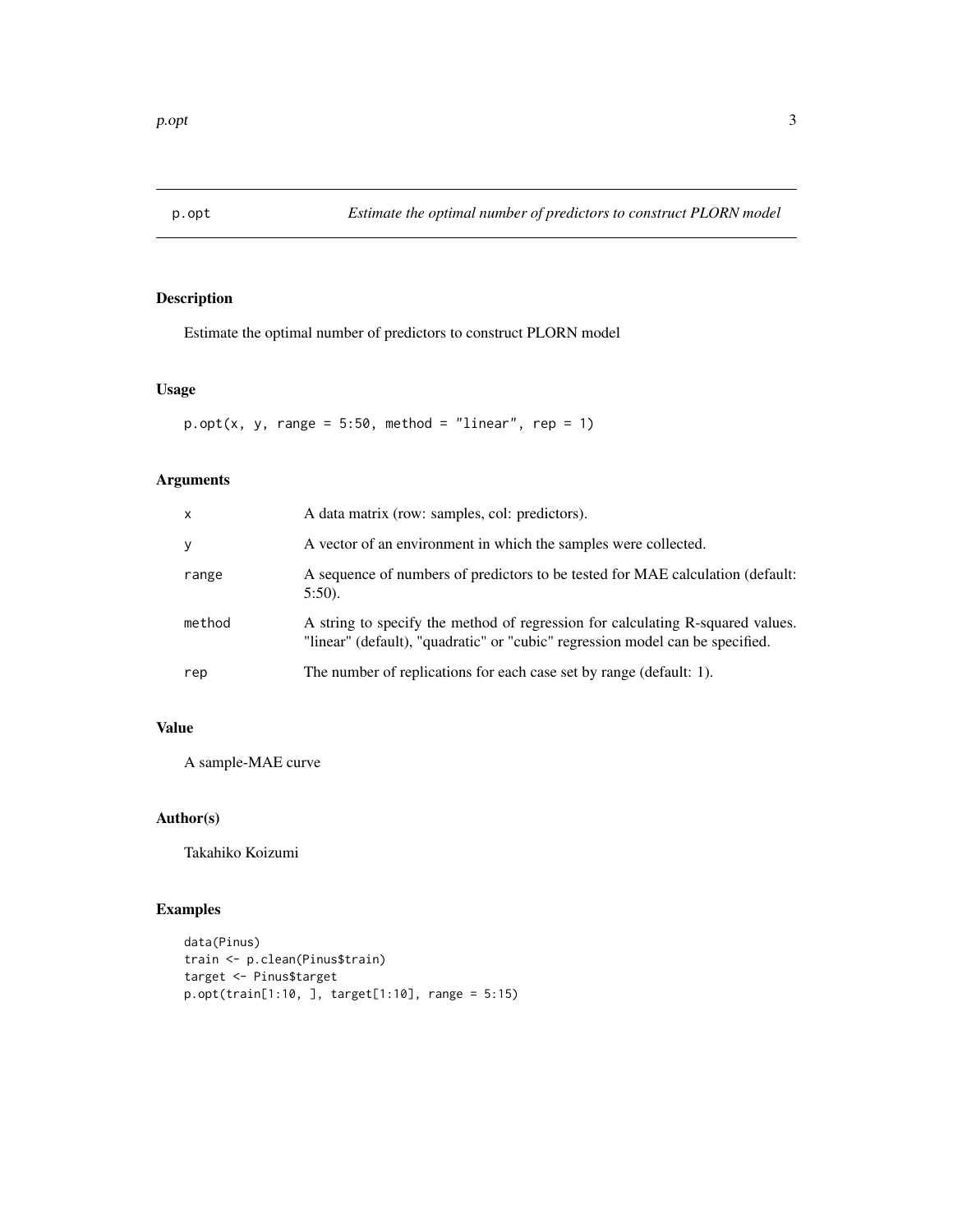# p.opt — *Estimate the optimal number of predictors to construct PLORN model*

## Description

Estimate the optimal number of predictors to construct PLORN model

## Usage

```
p.opt(x, y, range = 5:50, method = "linear", rep = 1)
```

## Arguments

| | |
|---|---|
| x | A data matrix (row: samples, col: predictors). |
| y | A vector of an environment in which the samples were collected. |
| range | A sequence of numbers of predictors to be tested for MAE calculation (default: 5:50). |
| method | A string to specify the method of regression for calculating R-squared values. "linear" (default), "quadratic" or "cubic" regression model can be specified. |
| rep | The number of replications for each case set by range (default: 1). |

## Value

A sample-MAE curve

## Author(s)

Takahiko Koizumi

## Examples

```
data(Pinus)
train <- p.clean(Pinus$train)
target <- Pinus$target
p.opt(train[1:10, ], target[1:10], range = 5:15)
```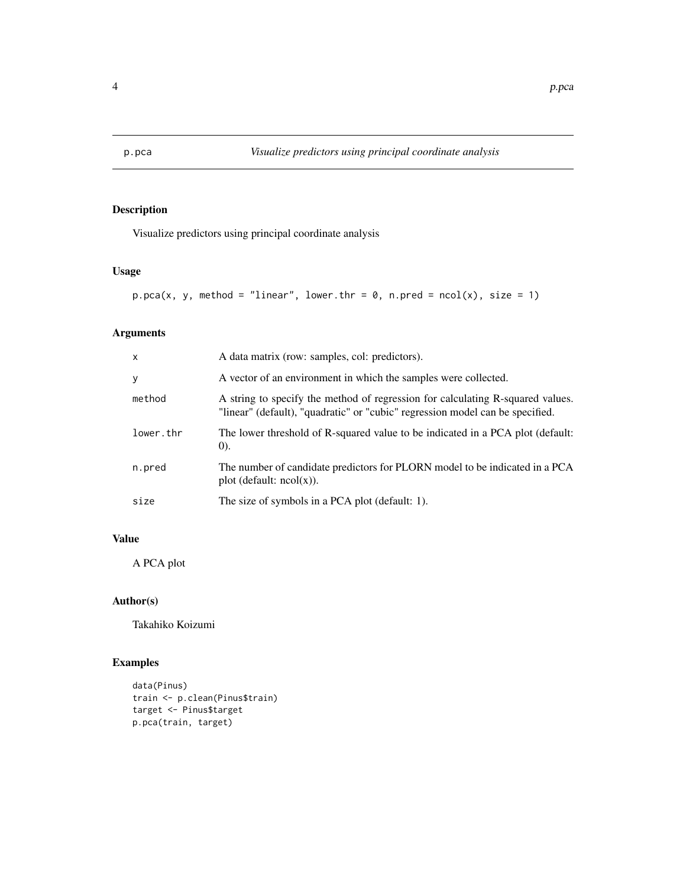## p.pca — *Visualize predictors using principal coordinate analysis*

### Description

Visualize predictors using principal coordinate analysis

### Usage

```
p.pca(x, y, method = "linear", lower.thr = 0, n.pred = ncol(x), size = 1)
```

### Arguments

| | |
|---|---|
| `x` | A data matrix (row: samples, col: predictors). |
| `y` | A vector of an environment in which the samples were collected. |
| `method` | A string to specify the method of regression for calculating R-squared values. "linear" (default), "quadratic" or "cubic" regression model can be specified. |
| `lower.thr` | The lower threshold of R-squared value to be indicated in a PCA plot (default: 0). |
| `n.pred` | The number of candidate predictors for PLORN model to be indicated in a PCA plot (default: ncol(x)). |
| `size` | The size of symbols in a PCA plot (default: 1). |

### Value

A PCA plot

### Author(s)

Takahiko Koizumi

### Examples

```
data(Pinus)
train <- p.clean(Pinus$train)
target <- Pinus$target
p.pca(train, target)
```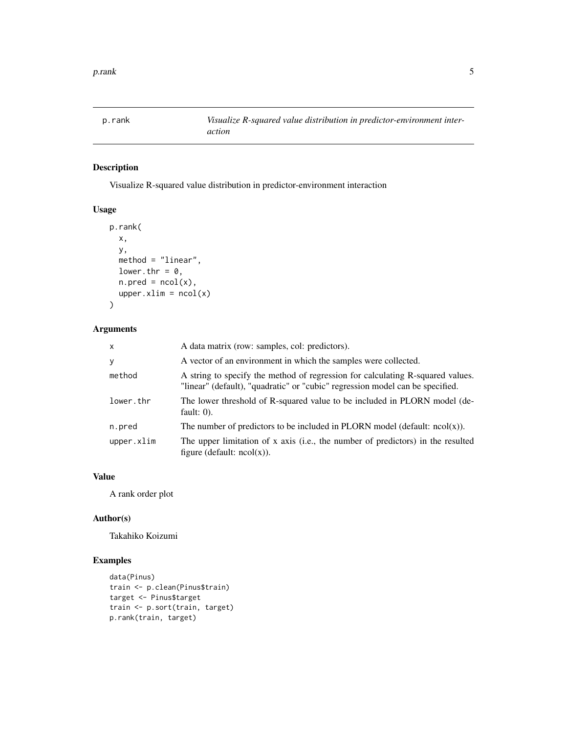# p.rank — *Visualize R-squared value distribution in predictor-environment interaction*

## Description

Visualize R-squared value distribution in predictor-environment interaction

## Usage

```
p.rank(
  x,
  y,
  method = "linear",
  lower.thr = 0,
  n.pred = ncol(x),
  upper.xlim = ncol(x)
)
```

## Arguments

| | |
|---|---|
| `x` | A data matrix (row: samples, col: predictors). |
| `y` | A vector of an environment in which the samples were collected. |
| `method` | A string to specify the method of regression for calculating R-squared values. "linear" (default), "quadratic" or "cubic" regression model can be specified. |
| `lower.thr` | The lower threshold of R-squared value to be included in PLORN model (default: 0). |
| `n.pred` | The number of predictors to be included in PLORN model (default: ncol(x)). |
| `upper.xlim` | The upper limitation of x axis (i.e., the number of predictors) in the resulted figure (default: ncol(x)). |

## Value

A rank order plot

## Author(s)

Takahiko Koizumi

## Examples

```
data(Pinus)
train <- p.clean(Pinus$train)
target <- Pinus$target
train <- p.sort(train, target)
p.rank(train, target)
```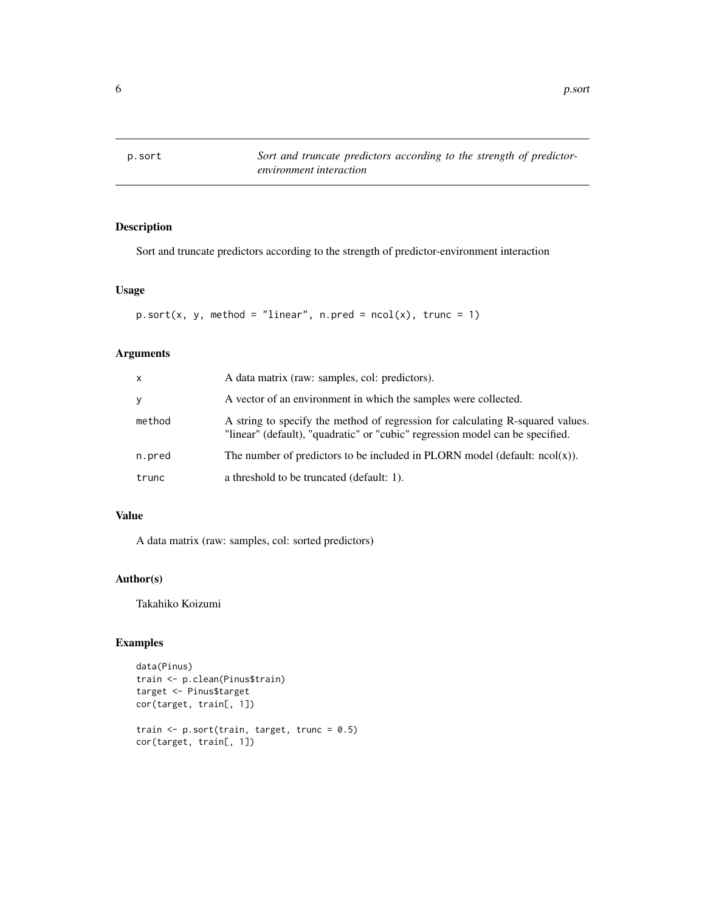| p.sort | *Sort and truncate predictors according to the strength of predictor-environment interaction* |
|---|---|

## Description

Sort and truncate predictors according to the strength of predictor-environment interaction

## Usage

```
p.sort(x, y, method = "linear", n.pred = ncol(x), trunc = 1)
```

## Arguments

| | |
|---|---|
| `x` | A data matrix (raw: samples, col: predictors). |
| `y` | A vector of an environment in which the samples were collected. |
| `method` | A string to specify the method of regression for calculating R-squared values. "linear" (default), "quadratic" or "cubic" regression model can be specified. |
| `n.pred` | The number of predictors to be included in PLORN model (default: ncol(x)). |
| `trunc` | a threshold to be truncated (default: 1). |

## Value

A data matrix (raw: samples, col: sorted predictors)

## Author(s)

Takahiko Koizumi

## Examples

```
data(Pinus)
train <- p.clean(Pinus$train)
target <- Pinus$target
cor(target, train[, 1])

train <- p.sort(train, target, trunc = 0.5)
cor(target, train[, 1])
```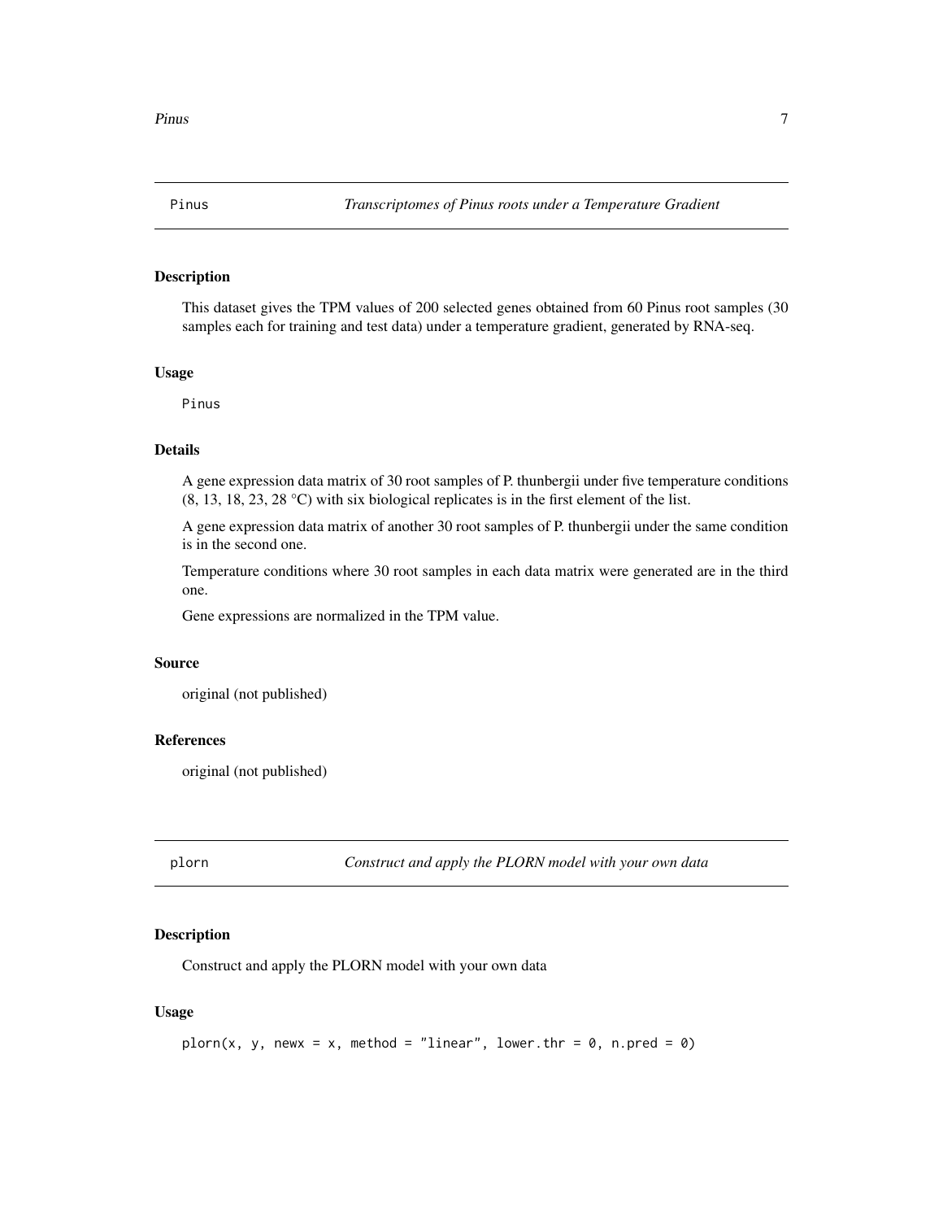## Pinus — *Transcriptomes of Pinus roots under a Temperature Gradient*

### Description

This dataset gives the TPM values of 200 selected genes obtained from 60 Pinus root samples (30 samples each for training and test data) under a temperature gradient, generated by RNA-seq.

### Usage

```
Pinus
```

### Details

A gene expression data matrix of 30 root samples of P. thunbergii under five temperature conditions (8, 13, 18, 23, 28 °C) with six biological replicates is in the first element of the list.

A gene expression data matrix of another 30 root samples of P. thunbergii under the same condition is in the second one.

Temperature conditions where 30 root samples in each data matrix were generated are in the third one.

Gene expressions are normalized in the TPM value.

### Source

original (not published)

### References

original (not published)

## plorn — *Construct and apply the PLORN model with your own data*

### Description

Construct and apply the PLORN model with your own data

### Usage

```
plorn(x, y, newx = x, method = "linear", lower.thr = 0, n.pred = 0)
```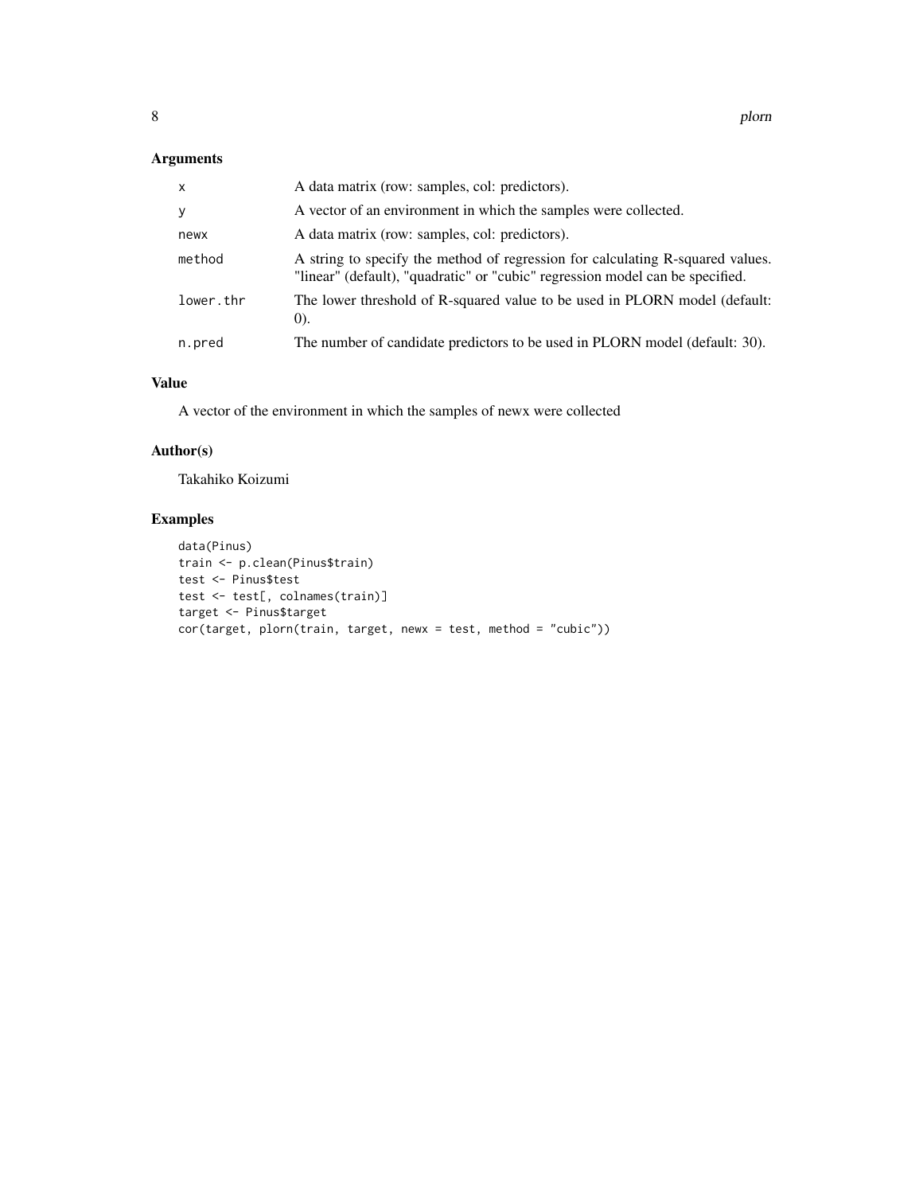## Arguments

| | |
|---|---|
| `x` | A data matrix (row: samples, col: predictors). |
| `y` | A vector of an environment in which the samples were collected. |
| `newx` | A data matrix (row: samples, col: predictors). |
| `method` | A string to specify the method of regression for calculating R-squared values. "linear" (default), "quadratic" or "cubic" regression model can be specified. |
| `lower.thr` | The lower threshold of R-squared value to be used in PLORN model (default: 0). |
| `n.pred` | The number of candidate predictors to be used in PLORN model (default: 30). |

## Value

A vector of the environment in which the samples of newx were collected

## Author(s)

Takahiko Koizumi

## Examples

```
data(Pinus)
train <- p.clean(Pinus$train)
test <- Pinus$test
test <- test[, colnames(train)]
target <- Pinus$target
cor(target, plorn(train, target, newx = test, method = "cubic"))
```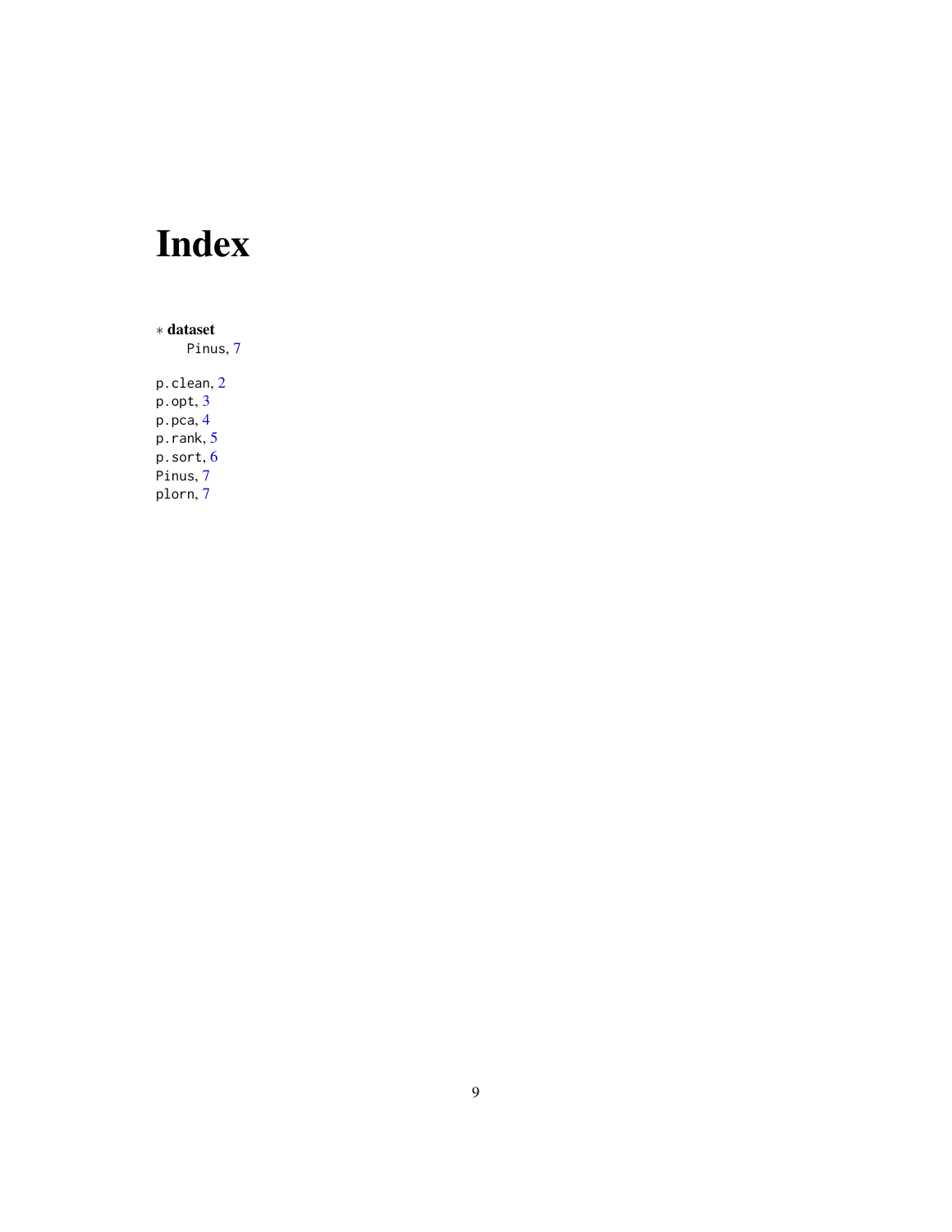# Index

∗ **dataset**
    Pinus, 7

p.clean, 2
p.opt, 3
p.pca, 4
p.rank, 5
p.sort, 6
Pinus, 7
plorn, 7